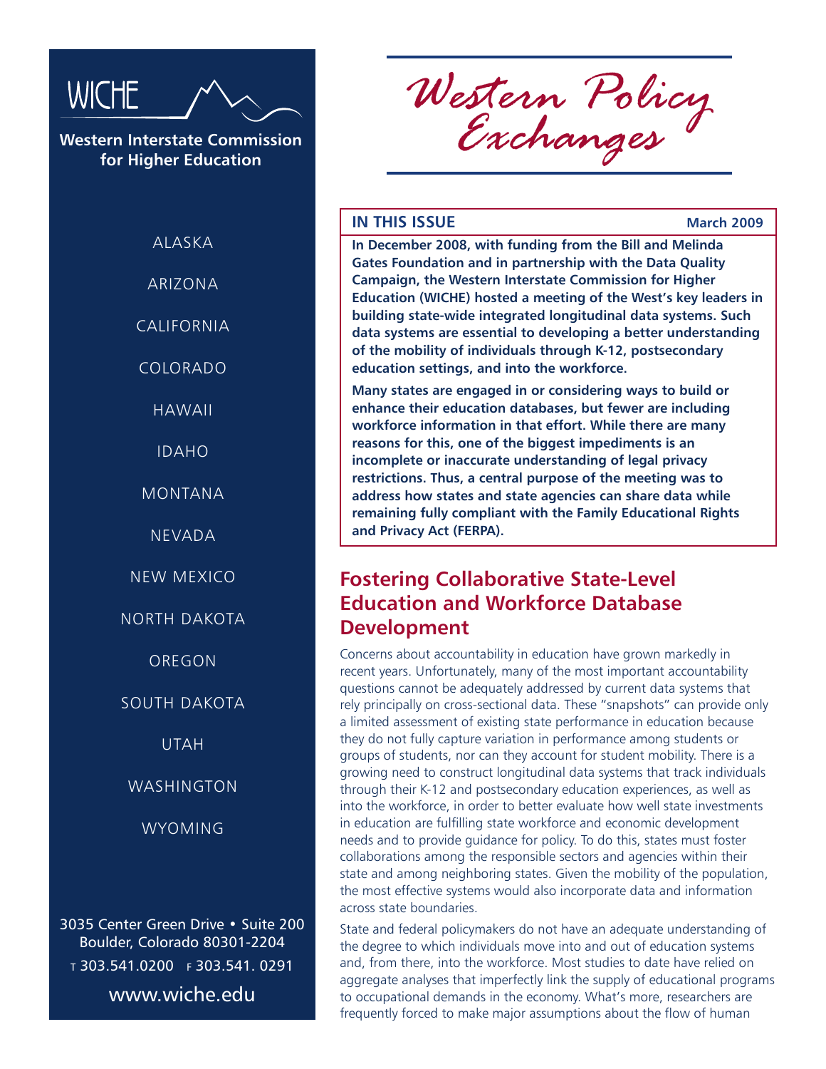WICHE

**Western Interstate Commission for Higher Education**

ALASKA

ARIZONA

CALIFORNIA

COLORADO

HAWAII

IDAHO

MONTANA

NEVADA

NEW MEXICO

NORTH DAKOTA

OREGON

SOUTH DAKOTA

UTAH

WASHINGTON

WYOMING

3035 Center Green Drive • Suite 200
Boulder, Colorado 80301-2204
T 303.541.0200 F 303.541. 0291

www.wiche.edu

# *Western Policy Exchanges*

**IN THIS ISSUE** **March 2009**

**In December 2008, with funding from the Bill and Melinda Gates Foundation and in partnership with the Data Quality Campaign, the Western Interstate Commission for Higher Education (WICHE) hosted a meeting of the West's key leaders in building state-wide integrated longitudinal data systems. Such data systems are essential to developing a better understanding of the mobility of individuals through K-12, postsecondary education settings, and into the workforce.**

**Many states are engaged in or considering ways to build or enhance their education databases, but fewer are including workforce information in that effort. While there are many reasons for this, one of the biggest impediments is an incomplete or inaccurate understanding of legal privacy restrictions. Thus, a central purpose of the meeting was to address how states and state agencies can share data while remaining fully compliant with the Family Educational Rights and Privacy Act (FERPA).**

## Fostering Collaborative State-Level Education and Workforce Database Development

Concerns about accountability in education have grown markedly in recent years. Unfortunately, many of the most important accountability questions cannot be adequately addressed by current data systems that rely principally on cross-sectional data. These "snapshots" can provide only a limited assessment of existing state performance in education because they do not fully capture variation in performance among students or groups of students, nor can they account for student mobility. There is a growing need to construct longitudinal data systems that track individuals through their K-12 and postsecondary education experiences, as well as into the workforce, in order to better evaluate how well state investments in education are fulfilling state workforce and economic development needs and to provide guidance for policy. To do this, states must foster collaborations among the responsible sectors and agencies within their state and among neighboring states. Given the mobility of the population, the most effective systems would also incorporate data and information across state boundaries.

State and federal policymakers do not have an adequate understanding of the degree to which individuals move into and out of education systems and, from there, into the workforce. Most studies to date have relied on aggregate analyses that imperfectly link the supply of educational programs to occupational demands in the economy. What's more, researchers are frequently forced to make major assumptions about the flow of human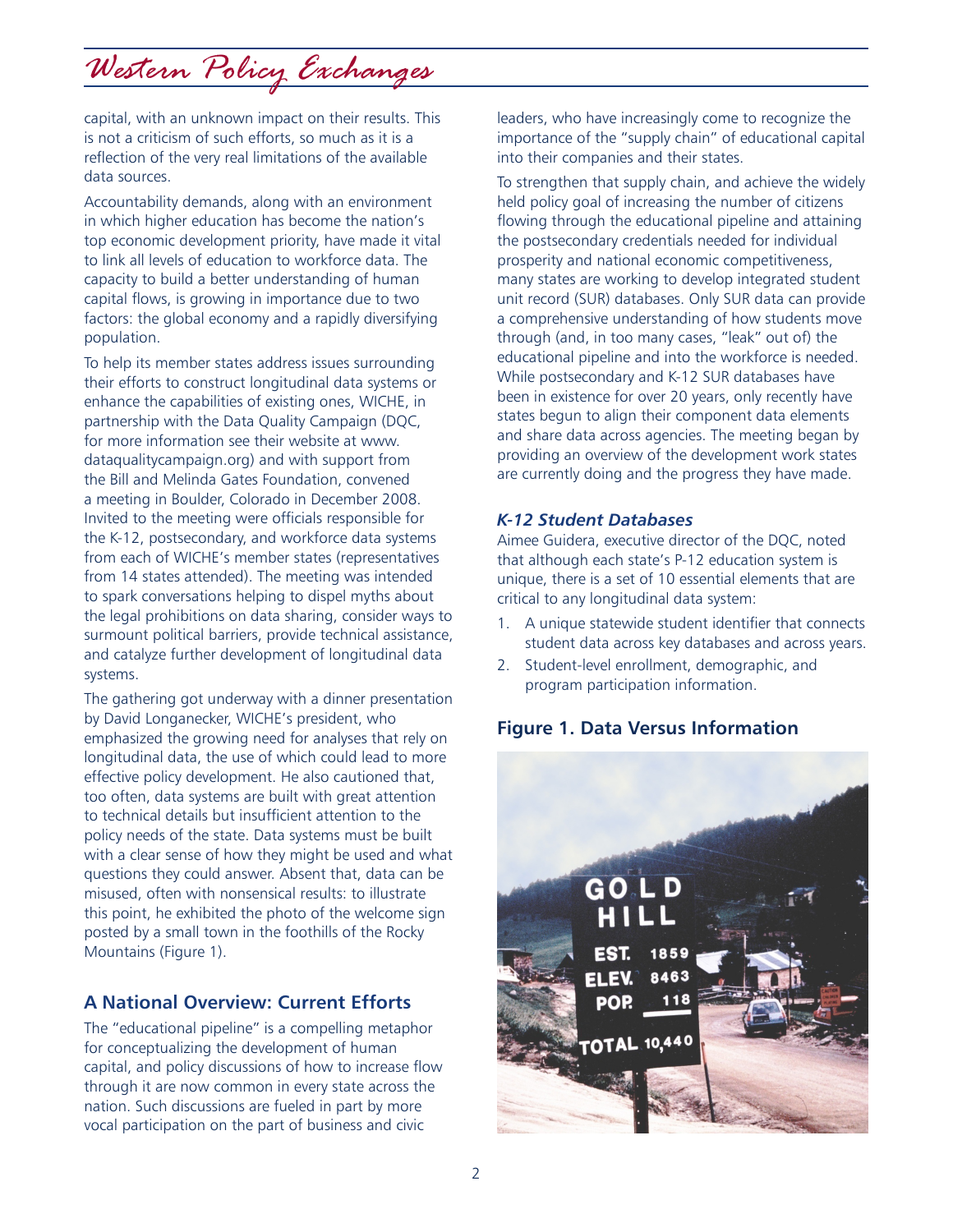capital, with an unknown impact on their results. This is not a criticism of such efforts, so much as it is a reflection of the very real limitations of the available data sources.

Accountability demands, along with an environment in which higher education has become the nation's top economic development priority, have made it vital to link all levels of education to workforce data. The capacity to build a better understanding of human capital flows, is growing in importance due to two factors: the global economy and a rapidly diversifying population.

To help its member states address issues surrounding their efforts to construct longitudinal data systems or enhance the capabilities of existing ones, WICHE, in partnership with the Data Quality Campaign (DQC, for more information see their website at www.dataqualitycampaign.org) and with support from the Bill and Melinda Gates Foundation, convened a meeting in Boulder, Colorado in December 2008. Invited to the meeting were officials responsible for the K-12, postsecondary, and workforce data systems from each of WICHE's member states (representatives from 14 states attended). The meeting was intended to spark conversations helping to dispel myths about the legal prohibitions on data sharing, consider ways to surmount political barriers, provide technical assistance, and catalyze further development of longitudinal data systems.

The gathering got underway with a dinner presentation by David Longanecker, WICHE's president, who emphasized the growing need for analyses that rely on longitudinal data, the use of which could lead to more effective policy development. He also cautioned that, too often, data systems are built with great attention to technical details but insufficient attention to the policy needs of the state. Data systems must be built with a clear sense of how they might be used and what questions they could answer. Absent that, data can be misused, often with nonsensical results: to illustrate this point, he exhibited the photo of the welcome sign posted by a small town in the foothills of the Rocky Mountains (Figure 1).

## A National Overview: Current Efforts

The "educational pipeline" is a compelling metaphor for conceptualizing the development of human capital, and policy discussions of how to increase flow through it are now common in every state across the nation. Such discussions are fueled in part by more vocal participation on the part of business and civic leaders, who have increasingly come to recognize the importance of the "supply chain" of educational capital into their companies and their states.

To strengthen that supply chain, and achieve the widely held policy goal of increasing the number of citizens flowing through the educational pipeline and attaining the postsecondary credentials needed for individual prosperity and national economic competitiveness, many states are working to develop integrated student unit record (SUR) databases. Only SUR data can provide a comprehensive understanding of how students move through (and, in too many cases, "leak" out of) the educational pipeline and into the workforce is needed. While postsecondary and K-12 SUR databases have been in existence for over 20 years, only recently have states begun to align their component data elements and share data across agencies. The meeting began by providing an overview of the development work states are currently doing and the progress they have made.

### *K-12 Student Databases*

Aimee Guidera, executive director of the DQC, noted that although each state's P-12 education system is unique, there is a set of 10 essential elements that are critical to any longitudinal data system:

1. A unique statewide student identifier that connects student data across key databases and across years.
2. Student-level enrollment, demographic, and program participation information.

## Figure 1. Data Versus Information

GOLD HILL
EST. 1859
ELEV. 8463
POP. 118
TOTAL 10,440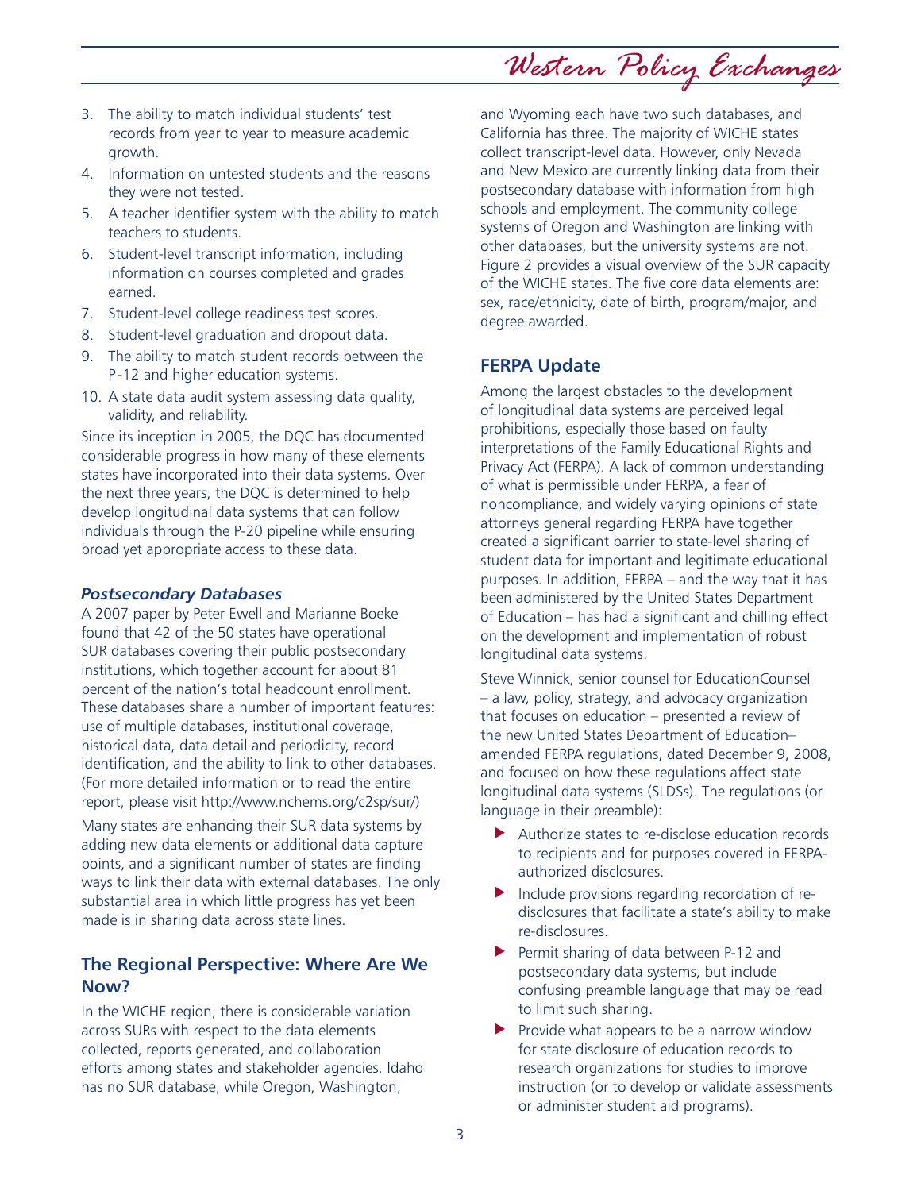3. The ability to match individual students' test records from year to year to measure academic growth.
4. Information on untested students and the reasons they were not tested.
5. A teacher identifier system with the ability to match teachers to students.
6. Student-level transcript information, including information on courses completed and grades earned.
7. Student-level college readiness test scores.
8. Student-level graduation and dropout data.
9. The ability to match student records between the P-12 and higher education systems.
10. A state data audit system assessing data quality, validity, and reliability.

Since its inception in 2005, the DQC has documented considerable progress in how many of these elements states have incorporated into their data systems. Over the next three years, the DQC is determined to help develop longitudinal data systems that can follow individuals through the P-20 pipeline while ensuring broad yet appropriate access to these data.

### *Postsecondary Databases*

A 2007 paper by Peter Ewell and Marianne Boeke found that 42 of the 50 states have operational SUR databases covering their public postsecondary institutions, which together account for about 81 percent of the nation's total headcount enrollment. These databases share a number of important features: use of multiple databases, institutional coverage, historical data, data detail and periodicity, record identification, and the ability to link to other databases. (For more detailed information or to read the entire report, please visit http://www.nchems.org/c2sp/sur/)

Many states are enhancing their SUR data systems by adding new data elements or additional data capture points, and a significant number of states are finding ways to link their data with external databases. The only substantial area in which little progress has yet been made is in sharing data across state lines.

## The Regional Perspective: Where Are We Now?

In the WICHE region, there is considerable variation across SURs with respect to the data elements collected, reports generated, and collaboration efforts among states and stakeholder agencies. Idaho has no SUR database, while Oregon, Washington, and Wyoming each have two such databases, and California has three. The majority of WICHE states collect transcript-level data. However, only Nevada and New Mexico are currently linking data from their postsecondary database with information from high schools and employment. The community college systems of Oregon and Washington are linking with other databases, but the university systems are not. Figure 2 provides a visual overview of the SUR capacity of the WICHE states. The five core data elements are: sex, race/ethnicity, date of birth, program/major, and degree awarded.

## FERPA Update

Among the largest obstacles to the development of longitudinal data systems are perceived legal prohibitions, especially those based on faulty interpretations of the Family Educational Rights and Privacy Act (FERPA). A lack of common understanding of what is permissible under FERPA, a fear of noncompliance, and widely varying opinions of state attorneys general regarding FERPA have together created a significant barrier to state-level sharing of student data for important and legitimate educational purposes. In addition, FERPA – and the way that it has been administered by the United States Department of Education – has had a significant and chilling effect on the development and implementation of robust longitudinal data systems.

Steve Winnick, senior counsel for EducationCounsel – a law, policy, strategy, and advocacy organization that focuses on education – presented a review of the new United States Department of Education–amended FERPA regulations, dated December 9, 2008, and focused on how these regulations affect state longitudinal data systems (SLDSs). The regulations (or language in their preamble):

- Authorize states to re-disclose education records to recipients and for purposes covered in FERPA-authorized disclosures.
- Include provisions regarding recordation of re-disclosures that facilitate a state's ability to make re-disclosures.
- Permit sharing of data between P-12 and postsecondary data systems, but include confusing preamble language that may be read to limit such sharing.
- Provide what appears to be a narrow window for state disclosure of education records to research organizations for studies to improve instruction (or to develop or validate assessments or administer student aid programs).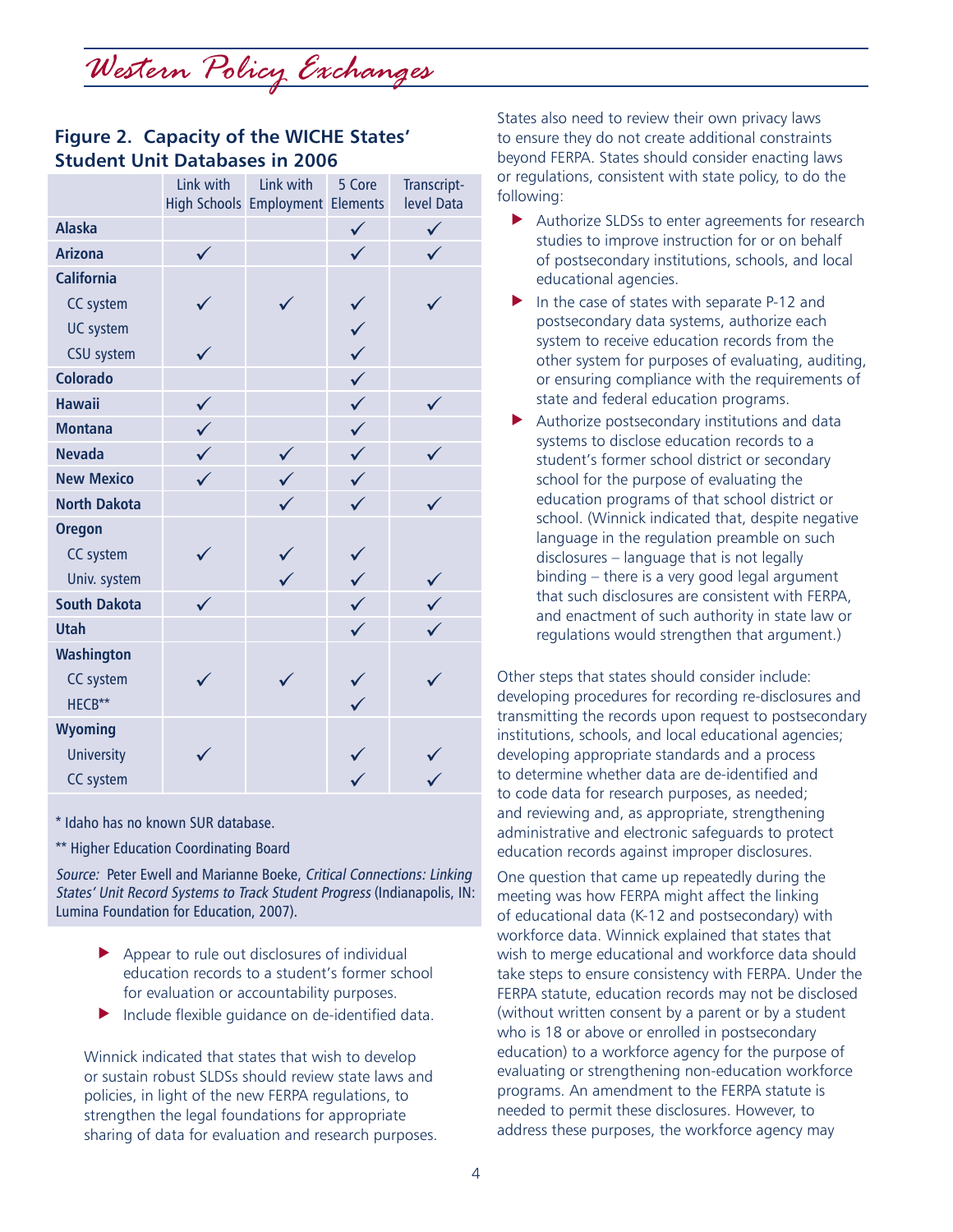## Figure 2. Capacity of the WICHE States' Student Unit Databases in 2006

| | Link with High Schools | Link with Employment | 5 Core Elements | Transcript-level Data |
|---|---|---|---|---|
| **Alaska** | | | ✓ | ✓ |
| **Arizona** | ✓ | | ✓ | ✓ |
| **California** | | | | |
| CC system | ✓ | ✓ | ✓ | ✓ |
| UC system | | | ✓ | |
| CSU system | ✓ | | ✓ | |
| **Colorado** | | | ✓ | |
| **Hawaii** | ✓ | | ✓ | ✓ |
| **Montana** | ✓ | | ✓ | |
| **Nevada** | ✓ | ✓ | ✓ | ✓ |
| **New Mexico** | ✓ | ✓ | ✓ | |
| **North Dakota** | | ✓ | ✓ | ✓ |
| **Oregon** | | | | |
| CC system | ✓ | ✓ | ✓ | |
| Univ. system | | ✓ | ✓ | ✓ |
| **South Dakota** | ✓ | | ✓ | ✓ |
| **Utah** | | | ✓ | ✓ |
| **Washington** | | | | |
| CC system | ✓ | ✓ | ✓ | ✓ |
| HECB** | | | ✓ | |
| **Wyoming** | | | | |
| University | ✓ | | ✓ | ✓ |
| CC system | | | ✓ | ✓ |

* Idaho has no known SUR database.

** Higher Education Coordinating Board

*Source:* Peter Ewell and Marianne Boeke, *Critical Connections: Linking States' Unit Record Systems to Track Student Progress* (Indianapolis, IN: Lumina Foundation for Education, 2007).

- Appear to rule out disclosures of individual education records to a student's former school for evaluation or accountability purposes.
- Include flexible guidance on de-identified data.

Winnick indicated that states that wish to develop or sustain robust SLDSs should review state laws and policies, in light of the new FERPA regulations, to strengthen the legal foundations for appropriate sharing of data for evaluation and research purposes.

States also need to review their own privacy laws to ensure they do not create additional constraints beyond FERPA. States should consider enacting laws or regulations, consistent with state policy, to do the following:

- Authorize SLDSs to enter agreements for research studies to improve instruction for or on behalf of postsecondary institutions, schools, and local educational agencies.
- In the case of states with separate P-12 and postsecondary data systems, authorize each system to receive education records from the other system for purposes of evaluating, auditing, or ensuring compliance with the requirements of state and federal education programs.
- Authorize postsecondary institutions and data systems to disclose education records to a student's former school district or secondary school for the purpose of evaluating the education programs of that school district or school. (Winnick indicated that, despite negative language in the regulation preamble on such disclosures – language that is not legally binding – there is a very good legal argument that such disclosures are consistent with FERPA, and enactment of such authority in state law or regulations would strengthen that argument.)

Other steps that states should consider include: developing procedures for recording re-disclosures and transmitting the records upon request to postsecondary institutions, schools, and local educational agencies; developing appropriate standards and a process to determine whether data are de-identified and to code data for research purposes, as needed; and reviewing and, as appropriate, strengthening administrative and electronic safeguards to protect education records against improper disclosures.

One question that came up repeatedly during the meeting was how FERPA might affect the linking of educational data (K-12 and postsecondary) with workforce data. Winnick explained that states that wish to merge educational and workforce data should take steps to ensure consistency with FERPA. Under the FERPA statute, education records may not be disclosed (without written consent by a parent or by a student who is 18 or above or enrolled in postsecondary education) to a workforce agency for the purpose of evaluating or strengthening non-education workforce programs. An amendment to the FERPA statute is needed to permit these disclosures. However, to address these purposes, the workforce agency may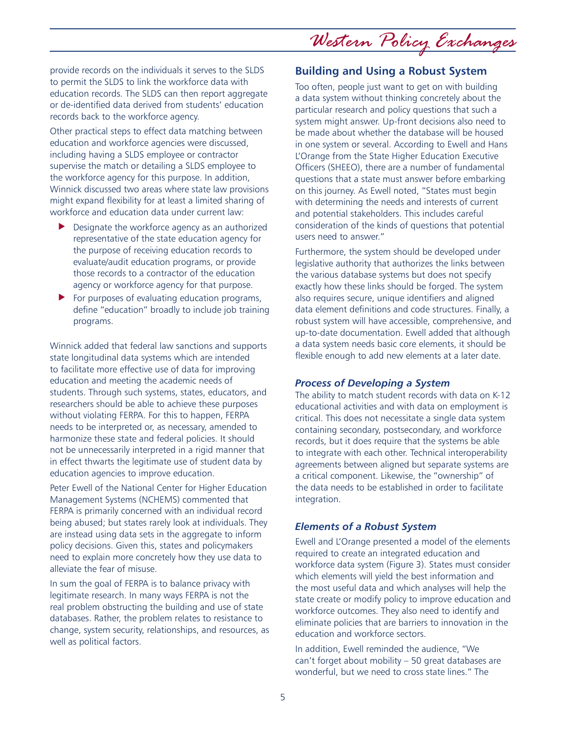provide records on the individuals it serves to the SLDS to permit the SLDS to link the workforce data with education records. The SLDS can then report aggregate or de-identified data derived from students' education records back to the workforce agency.

Other practical steps to effect data matching between education and workforce agencies were discussed, including having a SLDS employee or contractor supervise the match or detailing a SLDS employee to the workforce agency for this purpose. In addition, Winnick discussed two areas where state law provisions might expand flexibility for at least a limited sharing of workforce and education data under current law:

- Designate the workforce agency as an authorized representative of the state education agency for the purpose of receiving education records to evaluate/audit education programs, or provide those records to a contractor of the education agency or workforce agency for that purpose.
- For purposes of evaluating education programs, define "education" broadly to include job training programs.

Winnick added that federal law sanctions and supports state longitudinal data systems which are intended to facilitate more effective use of data for improving education and meeting the academic needs of students. Through such systems, states, educators, and researchers should be able to achieve these purposes without violating FERPA. For this to happen, FERPA needs to be interpreted or, as necessary, amended to harmonize these state and federal policies. It should not be unnecessarily interpreted in a rigid manner that in effect thwarts the legitimate use of student data by education agencies to improve education.

Peter Ewell of the National Center for Higher Education Management Systems (NCHEMS) commented that FERPA is primarily concerned with an individual record being abused; but states rarely look at individuals. They are instead using data sets in the aggregate to inform policy decisions. Given this, states and policymakers need to explain more concretely how they use data to alleviate the fear of misuse.

In sum the goal of FERPA is to balance privacy with legitimate research. In many ways FERPA is not the real problem obstructing the building and use of state databases. Rather, the problem relates to resistance to change, system security, relationships, and resources, as well as political factors.

## Building and Using a Robust System

Too often, people just want to get on with building a data system without thinking concretely about the particular research and policy questions that such a system might answer. Up-front decisions also need to be made about whether the database will be housed in one system or several. According to Ewell and Hans L'Orange from the State Higher Education Executive Officers (SHEEO), there are a number of fundamental questions that a state must answer before embarking on this journey. As Ewell noted, "States must begin with determining the needs and interests of current and potential stakeholders. This includes careful consideration of the kinds of questions that potential users need to answer."

Furthermore, the system should be developed under legislative authority that authorizes the links between the various database systems but does not specify exactly how these links should be forged. The system also requires secure, unique identifiers and aligned data element definitions and code structures. Finally, a robust system will have accessible, comprehensive, and up-to-date documentation. Ewell added that although a data system needs basic core elements, it should be flexible enough to add new elements at a later date.

### *Process of Developing a System*

The ability to match student records with data on K-12 educational activities and with data on employment is critical. This does not necessitate a single data system containing secondary, postsecondary, and workforce records, but it does require that the systems be able to integrate with each other. Technical interoperability agreements between aligned but separate systems are a critical component. Likewise, the "ownership" of the data needs to be established in order to facilitate integration.

### *Elements of a Robust System*

Ewell and L'Orange presented a model of the elements required to create an integrated education and workforce data system (Figure 3). States must consider which elements will yield the best information and the most useful data and which analyses will help the state create or modify policy to improve education and workforce outcomes. They also need to identify and eliminate policies that are barriers to innovation in the education and workforce sectors.

In addition, Ewell reminded the audience, "We can't forget about mobility – 50 great databases are wonderful, but we need to cross state lines." The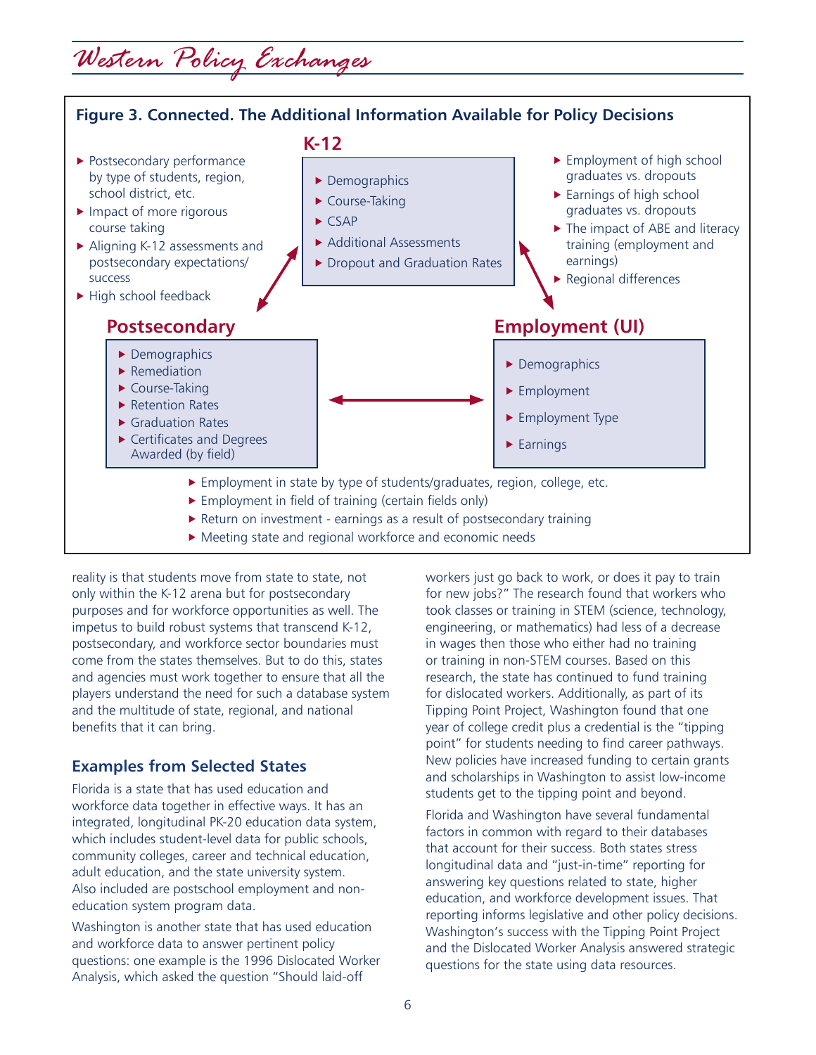**Figure 3. Connected. The Additional Information Available for Policy Decisions**

**K-12**

- Demographics
- Course-Taking
- CSAP
- Additional Assessments
- Dropout and Graduation Rates

K-12 ↔ Postsecondary:

- Postsecondary performance by type of students, region, school district, etc.
- Impact of more rigorous course taking
- Aligning K-12 assessments and postsecondary expectations/ success
- High school feedback

K-12 ↔ Employment (UI):

- Employment of high school graduates vs. dropouts
- Earnings of high school graduates vs. dropouts
- The impact of ABE and literacy training (employment and earnings)
- Regional differences

**Postsecondary**

- Demographics
- Remediation
- Course-Taking
- Retention Rates
- Graduation Rates
- Certificates and Degrees Awarded (by field)

**Employment (UI)**

- Demographics
- Employment
- Employment Type
- Earnings

Postsecondary ↔ Employment (UI):

- Employment in state by type of students/graduates, region, college, etc.
- Employment in field of training (certain fields only)
- Return on investment - earnings as a result of postsecondary training
- Meeting state and regional workforce and economic needs

reality is that students move from state to state, not only within the K-12 arena but for postsecondary purposes and for workforce opportunities as well. The impetus to build robust systems that transcend K-12, postsecondary, and workforce sector boundaries must come from the states themselves. But to do this, states and agencies must work together to ensure that all the players understand the need for such a database system and the multitude of state, regional, and national benefits that it can bring.

### Examples from Selected States

Florida is a state that has used education and workforce data together in effective ways. It has an integrated, longitudinal PK-20 education data system, which includes student-level data for public schools, community colleges, career and technical education, adult education, and the state university system. Also included are postschool employment and non-education system program data.

Washington is another state that has used education and workforce data to answer pertinent policy questions: one example is the 1996 Dislocated Worker Analysis, which asked the question "Should laid-off workers just go back to work, or does it pay to train for new jobs?" The research found that workers who took classes or training in STEM (science, technology, engineering, or mathematics) had less of a decrease in wages then those who either had no training or training in non-STEM courses. Based on this research, the state has continued to fund training for dislocated workers. Additionally, as part of its Tipping Point Project, Washington found that one year of college credit plus a credential is the "tipping point" for students needing to find career pathways. New policies have increased funding to certain grants and scholarships in Washington to assist low-income students get to the tipping point and beyond.

Florida and Washington have several fundamental factors in common with regard to their databases that account for their success. Both states stress longitudinal data and "just-in-time" reporting for answering key questions related to state, higher education, and workforce development issues. That reporting informs legislative and other policy decisions. Washington's success with the Tipping Point Project and the Dislocated Worker Analysis answered strategic questions for the state using data resources.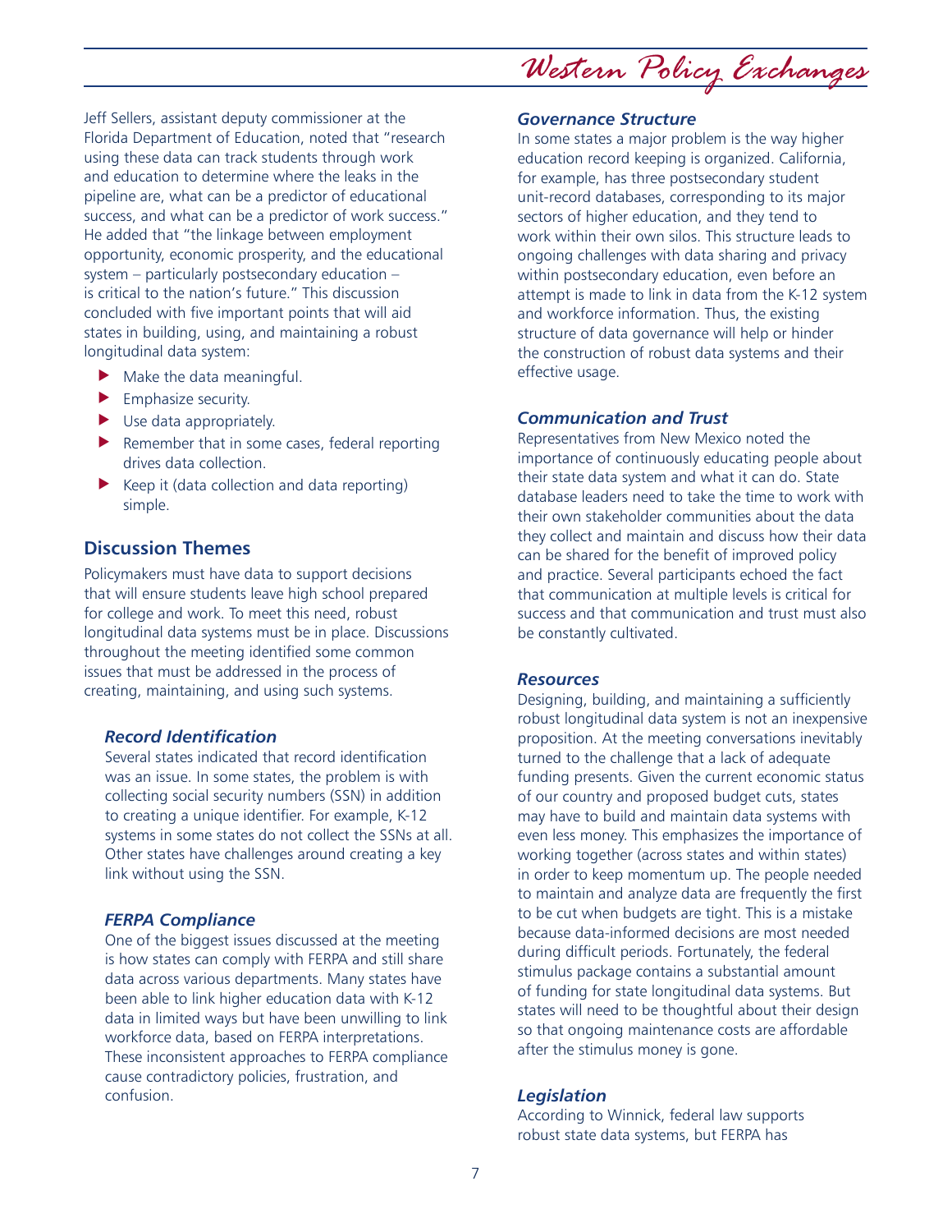Jeff Sellers, assistant deputy commissioner at the Florida Department of Education, noted that "research using these data can track students through work and education to determine where the leaks in the pipeline are, what can be a predictor of educational success, and what can be a predictor of work success." He added that "the linkage between employment opportunity, economic prosperity, and the educational system – particularly postsecondary education – is critical to the nation's future." This discussion concluded with five important points that will aid states in building, using, and maintaining a robust longitudinal data system:

- Make the data meaningful.
- Emphasize security.
- Use data appropriately.
- Remember that in some cases, federal reporting drives data collection.
- Keep it (data collection and data reporting) simple.

## Discussion Themes

Policymakers must have data to support decisions that will ensure students leave high school prepared for college and work. To meet this need, robust longitudinal data systems must be in place. Discussions throughout the meeting identified some common issues that must be addressed in the process of creating, maintaining, and using such systems.

### *Record Identification*

Several states indicated that record identification was an issue. In some states, the problem is with collecting social security numbers (SSN) in addition to creating a unique identifier. For example, K-12 systems in some states do not collect the SSNs at all. Other states have challenges around creating a key link without using the SSN.

### *FERPA Compliance*

One of the biggest issues discussed at the meeting is how states can comply with FERPA and still share data across various departments. Many states have been able to link higher education data with K-12 data in limited ways but have been unwilling to link workforce data, based on FERPA interpretations. These inconsistent approaches to FERPA compliance cause contradictory policies, frustration, and confusion.

### *Governance Structure*

In some states a major problem is the way higher education record keeping is organized. California, for example, has three postsecondary student unit-record databases, corresponding to its major sectors of higher education, and they tend to work within their own silos. This structure leads to ongoing challenges with data sharing and privacy within postsecondary education, even before an attempt is made to link in data from the K-12 system and workforce information. Thus, the existing structure of data governance will help or hinder the construction of robust data systems and their effective usage.

### *Communication and Trust*

Representatives from New Mexico noted the importance of continuously educating people about their state data system and what it can do. State database leaders need to take the time to work with their own stakeholder communities about the data they collect and maintain and discuss how their data can be shared for the benefit of improved policy and practice. Several participants echoed the fact that communication at multiple levels is critical for success and that communication and trust must also be constantly cultivated.

### *Resources*

Designing, building, and maintaining a sufficiently robust longitudinal data system is not an inexpensive proposition. At the meeting conversations inevitably turned to the challenge that a lack of adequate funding presents. Given the current economic status of our country and proposed budget cuts, states may have to build and maintain data systems with even less money. This emphasizes the importance of working together (across states and within states) in order to keep momentum up. The people needed to maintain and analyze data are frequently the first to be cut when budgets are tight. This is a mistake because data-informed decisions are most needed during difficult periods. Fortunately, the federal stimulus package contains a substantial amount of funding for state longitudinal data systems. But states will need to be thoughtful about their design so that ongoing maintenance costs are affordable after the stimulus money is gone.

### *Legislation*

According to Winnick, federal law supports robust state data systems, but FERPA has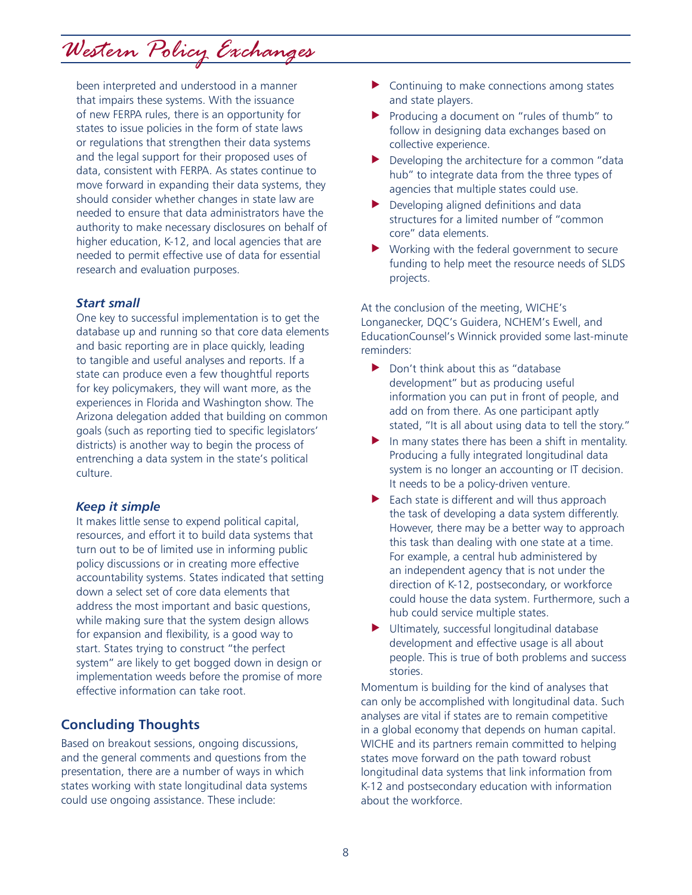been interpreted and understood in a manner that impairs these systems. With the issuance of new FERPA rules, there is an opportunity for states to issue policies in the form of state laws or regulations that strengthen their data systems and the legal support for their proposed uses of data, consistent with FERPA. As states continue to move forward in expanding their data systems, they should consider whether changes in state law are needed to ensure that data administrators have the authority to make necessary disclosures on behalf of higher education, K-12, and local agencies that are needed to permit effective use of data for essential research and evaluation purposes.

### *Start small*

One key to successful implementation is to get the database up and running so that core data elements and basic reporting are in place quickly, leading to tangible and useful analyses and reports. If a state can produce even a few thoughtful reports for key policymakers, they will want more, as the experiences in Florida and Washington show. The Arizona delegation added that building on common goals (such as reporting tied to specific legislators' districts) is another way to begin the process of entrenching a data system in the state's political culture.

### *Keep it simple*

It makes little sense to expend political capital, resources, and effort it to build data systems that turn out to be of limited use in informing public policy discussions or in creating more effective accountability systems. States indicated that setting down a select set of core data elements that address the most important and basic questions, while making sure that the system design allows for expansion and flexibility, is a good way to start. States trying to construct "the perfect system" are likely to get bogged down in design or implementation weeds before the promise of more effective information can take root.

## Concluding Thoughts

Based on breakout sessions, ongoing discussions, and the general comments and questions from the presentation, there are a number of ways in which states working with state longitudinal data systems could use ongoing assistance. These include:

- Continuing to make connections among states and state players.
- Producing a document on "rules of thumb" to follow in designing data exchanges based on collective experience.
- Developing the architecture for a common "data hub" to integrate data from the three types of agencies that multiple states could use.
- Developing aligned definitions and data structures for a limited number of "common core" data elements.
- Working with the federal government to secure funding to help meet the resource needs of SLDS projects.

At the conclusion of the meeting, WICHE's Longanecker, DQC's Guidera, NCHEM's Ewell, and EducationCounsel's Winnick provided some last-minute reminders:

- Don't think about this as "database development" but as producing useful information you can put in front of people, and add on from there. As one participant aptly stated, "It is all about using data to tell the story."
- In many states there has been a shift in mentality. Producing a fully integrated longitudinal data system is no longer an accounting or IT decision. It needs to be a policy-driven venture.
- Each state is different and will thus approach the task of developing a data system differently. However, there may be a better way to approach this task than dealing with one state at a time. For example, a central hub administered by an independent agency that is not under the direction of K-12, postsecondary, or workforce could house the data system. Furthermore, such a hub could service multiple states.
- Ultimately, successful longitudinal database development and effective usage is all about people. This is true of both problems and success stories.

Momentum is building for the kind of analyses that can only be accomplished with longitudinal data. Such analyses are vital if states are to remain competitive in a global economy that depends on human capital. WICHE and its partners remain committed to helping states move forward on the path toward robust longitudinal data systems that link information from K-12 and postsecondary education with information about the workforce.